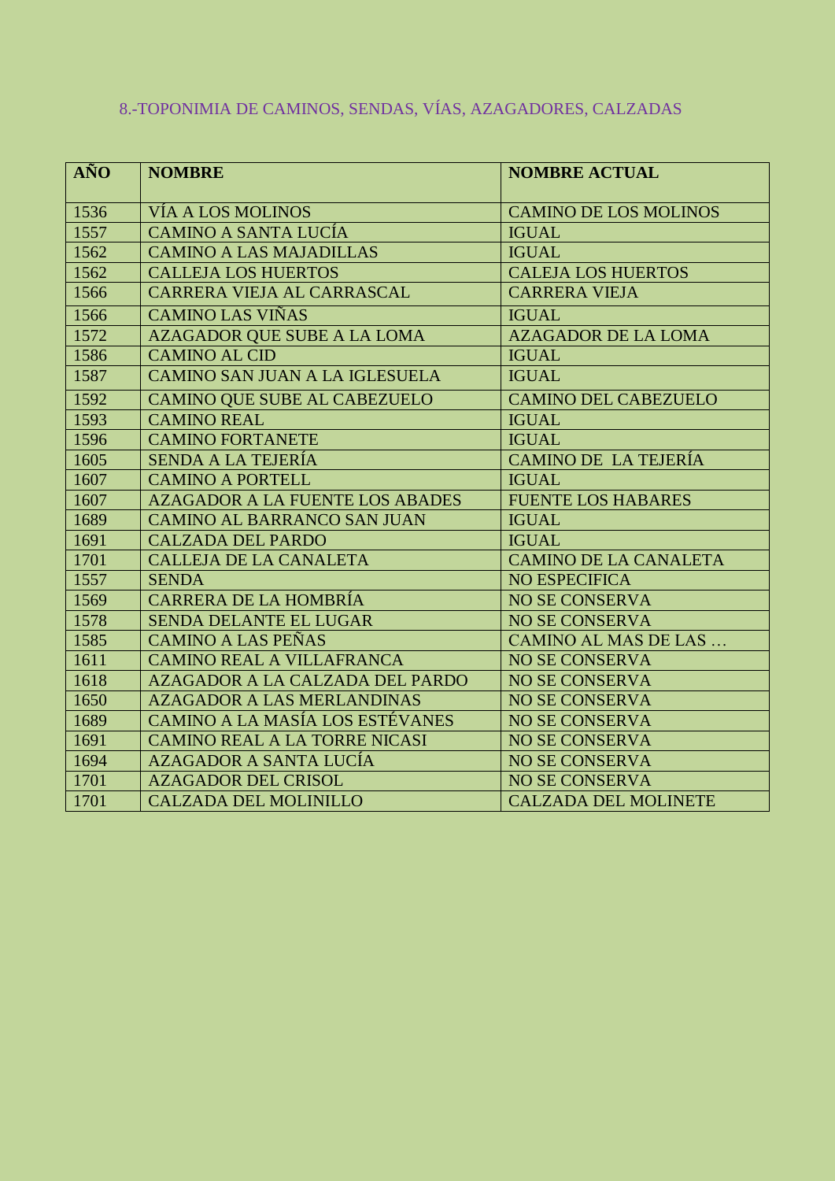## 8.-TOPONIMIA DE CAMINOS, SENDAS, VÍAS, AZAGADORES, CALZADAS

| AÑO | NOMBRE | NOMBRE ACTUAL |
|---|---|---|
| 1536 | VÍA A LOS MOLINOS | CAMINO DE LOS MOLINOS |
| 1557 | CAMINO A SANTA LUCÍA | IGUAL |
| 1562 | CAMINO A LAS MAJADILLAS | IGUAL |
| 1562 | CALLEJA LOS HUERTOS | CALEJA LOS HUERTOS |
| 1566 | CARRERA VIEJA AL CARRASCAL | CARRERA VIEJA |
| 1566 | CAMINO LAS VIÑAS | IGUAL |
| 1572 | AZAGADOR QUE SUBE A LA LOMA | AZAGADOR DE LA LOMA |
| 1586 | CAMINO AL CID | IGUAL |
| 1587 | CAMINO SAN JUAN A LA IGLESUELA | IGUAL |
| 1592 | CAMINO QUE SUBE AL CABEZUELO | CAMINO DEL CABEZUELO |
| 1593 | CAMINO REAL | IGUAL |
| 1596 | CAMINO FORTANETE | IGUAL |
| 1605 | SENDA A LA TEJERÍA | CAMINO DE LA TEJERÍA |
| 1607 | CAMINO A PORTELL | IGUAL |
| 1607 | AZAGADOR A LA FUENTE LOS ABADES | FUENTE LOS HABARES |
| 1689 | CAMINO AL BARRANCO SAN JUAN | IGUAL |
| 1691 | CALZADA DEL PARDO | IGUAL |
| 1701 | CALLEJA DE LA CANALETA | CAMINO DE LA CANALETA |
| 1557 | SENDA | NO ESPECIFICA |
| 1569 | CARRERA DE LA HOMBRÍA | NO SE CONSERVA |
| 1578 | SENDA DELANTE EL LUGAR | NO SE CONSERVA |
| 1585 | CAMINO A LAS PEÑAS | CAMINO AL MAS DE LAS … |
| 1611 | CAMINO REAL A VILLAFRANCA | NO SE CONSERVA |
| 1618 | AZAGADOR A LA CALZADA DEL PARDO | NO SE CONSERVA |
| 1650 | AZAGADOR A LAS MERLANDINAS | NO SE CONSERVA |
| 1689 | CAMINO A LA MASÍA LOS ESTÉVANES | NO SE CONSERVA |
| 1691 | CAMINO REAL A LA TORRE NICASI | NO SE CONSERVA |
| 1694 | AZAGADOR A SANTA LUCÍA | NO SE CONSERVA |
| 1701 | AZAGADOR DEL CRISOL | NO SE CONSERVA |
| 1701 | CALZADA DEL MOLINILLO | CALZADA DEL MOLINETE |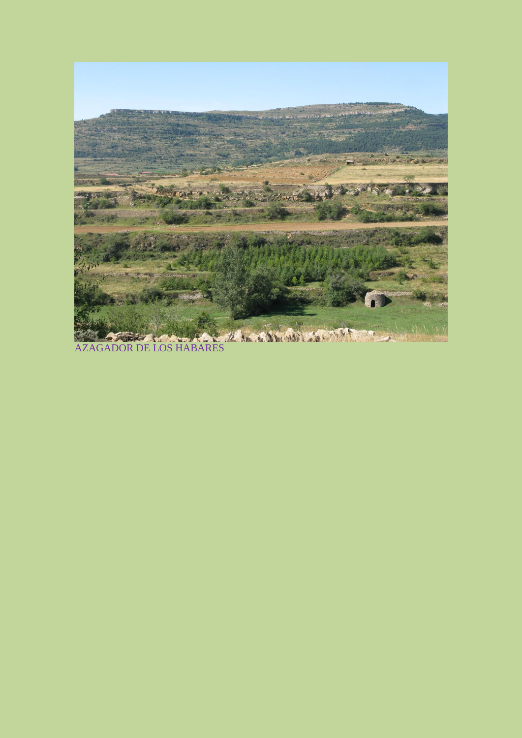AZAGADOR DE LOS HABARES